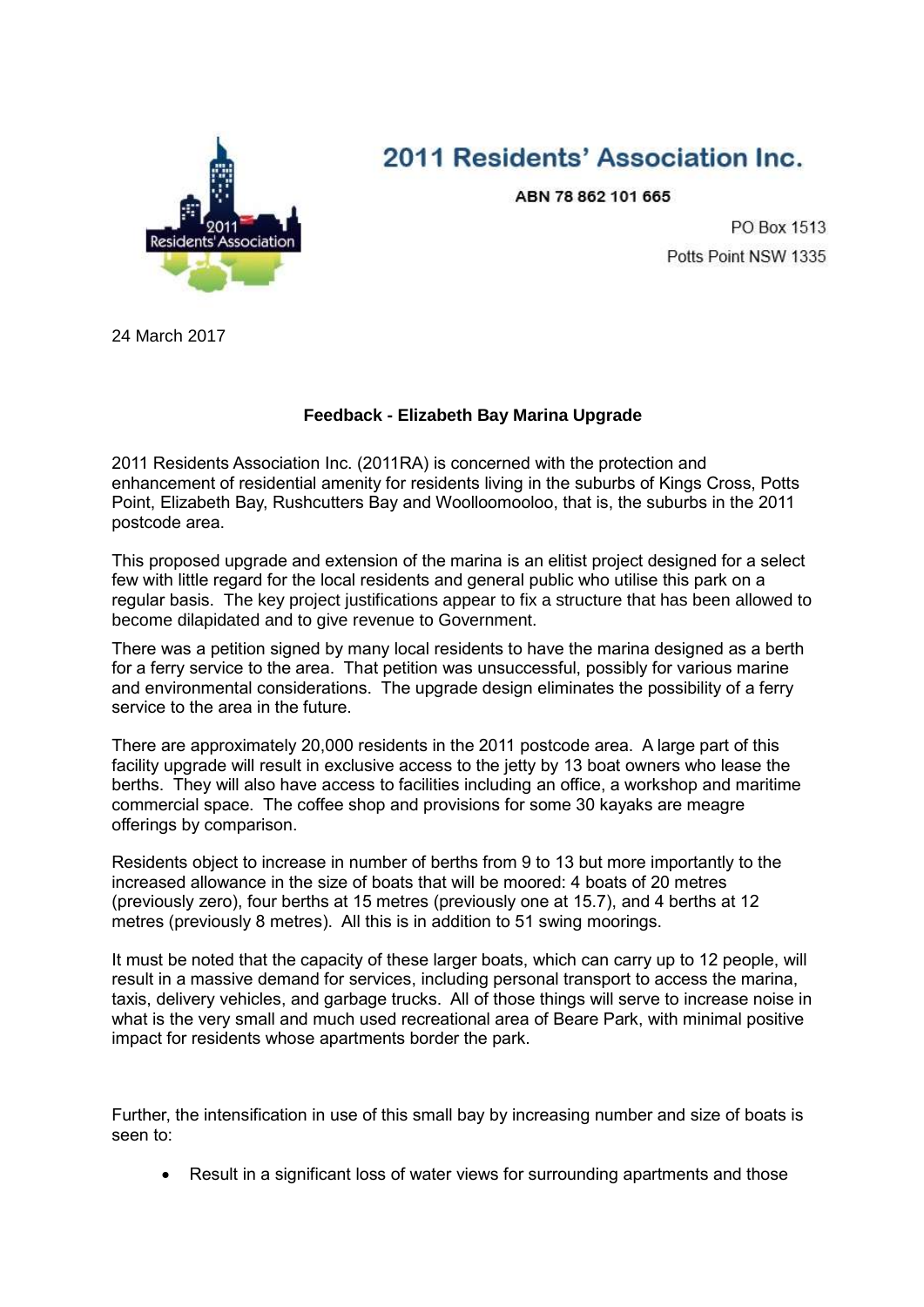# 2011 Residents' Association Inc.

**ABN 78 862 101 665**

PO Box 1513
Potts Point NSW 1335

24 March 2017

**Feedback - Elizabeth Bay Marina Upgrade**

2011 Residents Association Inc. (2011RA) is concerned with the protection and enhancement of residential amenity for residents living in the suburbs of Kings Cross, Potts Point, Elizabeth Bay, Rushcutters Bay and Woolloomooloo, that is, the suburbs in the 2011 postcode area.

This proposed upgrade and extension of the marina is an elitist project designed for a select few with little regard for the local residents and general public who utilise this park on a regular basis. The key project justifications appear to fix a structure that has been allowed to become dilapidated and to give revenue to Government.

There was a petition signed by many local residents to have the marina designed as a berth for a ferry service to the area. That petition was unsuccessful, possibly for various marine and environmental considerations. The upgrade design eliminates the possibility of a ferry service to the area in the future.

There are approximately 20,000 residents in the 2011 postcode area. A large part of this facility upgrade will result in exclusive access to the jetty by 13 boat owners who lease the berths. They will also have access to facilities including an office, a workshop and maritime commercial space. The coffee shop and provisions for some 30 kayaks are meagre offerings by comparison.

Residents object to increase in number of berths from 9 to 13 but more importantly to the increased allowance in the size of boats that will be moored: 4 boats of 20 metres (previously zero), four berths at 15 metres (previously one at 15.7), and 4 berths at 12 metres (previously 8 metres). All this is in addition to 51 swing moorings.

It must be noted that the capacity of these larger boats, which can carry up to 12 people, will result in a massive demand for services, including personal transport to access the marina, taxis, delivery vehicles, and garbage trucks. All of those things will serve to increase noise in what is the very small and much used recreational area of Beare Park, with minimal positive impact for residents whose apartments border the park.

Further, the intensification in use of this small bay by increasing number and size of boats is seen to:

- Result in a significant loss of water views for surrounding apartments and those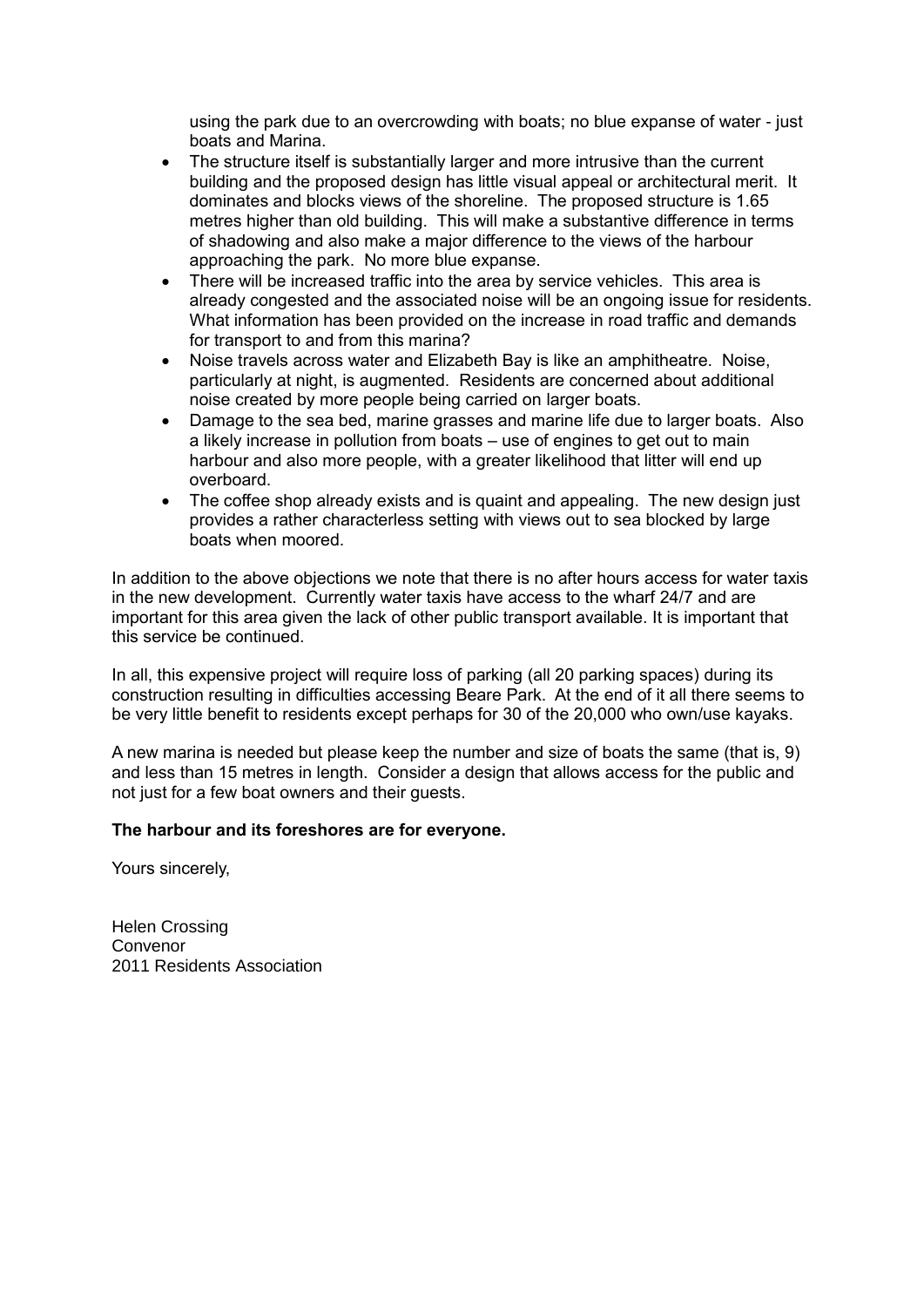using the park due to an overcrowding with boats; no blue expanse of water - just boats and Marina.

- The structure itself is substantially larger and more intrusive than the current building and the proposed design has little visual appeal or architectural merit. It dominates and blocks views of the shoreline. The proposed structure is 1.65 metres higher than old building. This will make a substantive difference in terms of shadowing and also make a major difference to the views of the harbour approaching the park. No more blue expanse.
- There will be increased traffic into the area by service vehicles. This area is already congested and the associated noise will be an ongoing issue for residents. What information has been provided on the increase in road traffic and demands for transport to and from this marina?
- Noise travels across water and Elizabeth Bay is like an amphitheatre. Noise, particularly at night, is augmented. Residents are concerned about additional noise created by more people being carried on larger boats.
- Damage to the sea bed, marine grasses and marine life due to larger boats. Also a likely increase in pollution from boats – use of engines to get out to main harbour and also more people, with a greater likelihood that litter will end up overboard.
- The coffee shop already exists and is quaint and appealing. The new design just provides a rather characterless setting with views out to sea blocked by large boats when moored.

In addition to the above objections we note that there is no after hours access for water taxis in the new development. Currently water taxis have access to the wharf 24/7 and are important for this area given the lack of other public transport available. It is important that this service be continued.

In all, this expensive project will require loss of parking (all 20 parking spaces) during its construction resulting in difficulties accessing Beare Park. At the end of it all there seems to be very little benefit to residents except perhaps for 30 of the 20,000 who own/use kayaks.

A new marina is needed but please keep the number and size of boats the same (that is, 9) and less than 15 metres in length. Consider a design that allows access for the public and not just for a few boat owners and their guests.

**The harbour and its foreshores are for everyone.**

Yours sincerely,

Helen Crossing
Convenor
2011 Residents Association